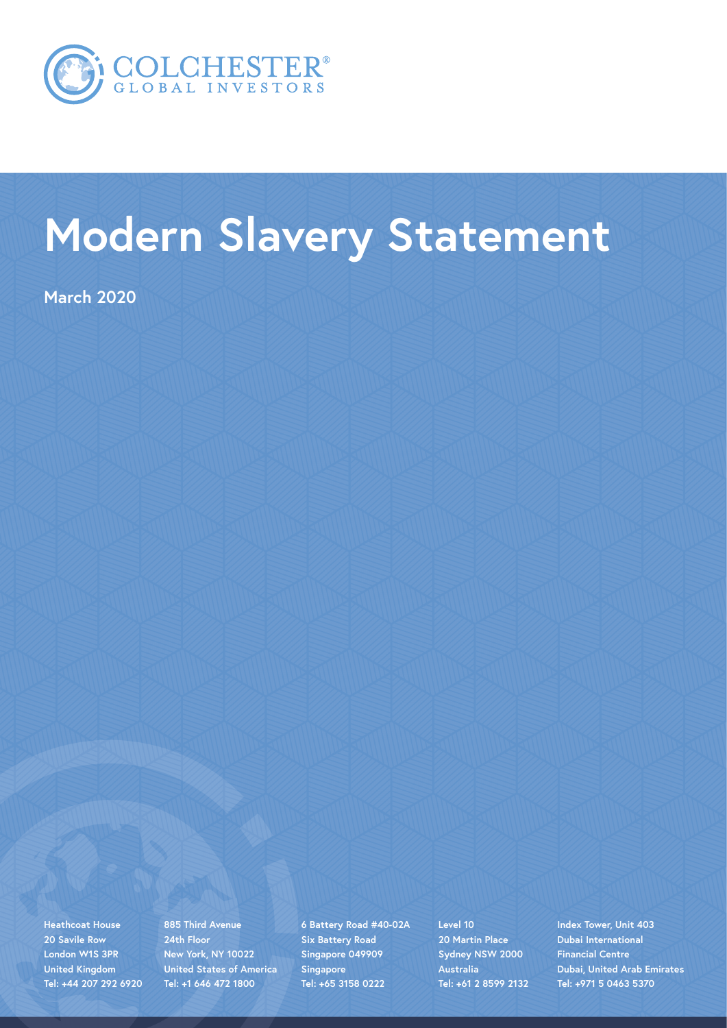COLCHESTER®
GLOBAL INVESTORS

# Modern Slavery Statement

**March 2020**

**Heathcoat House**
**20 Savile Row**
**London W1S 3PR**
**United Kingdom**
**Tel: +44 207 292 6920**

**885 Third Avenue**
**24th Floor**
**New York, NY 10022**
**United States of America**
**Tel: +1 646 472 1800**

**6 Battery Road #40-02A**
**Six Battery Road**
**Singapore 049909**
**Singapore**
**Tel: +65 3158 0222**

**Level 10**
**20 Martin Place**
**Sydney NSW 2000**
**Australia**
**Tel: +61 2 8599 2132**

**Index Tower, Unit 403**
**Dubai International**
**Financial Centre**
**Dubai, United Arab Emirates**
**Tel: +971 5 0463 5370**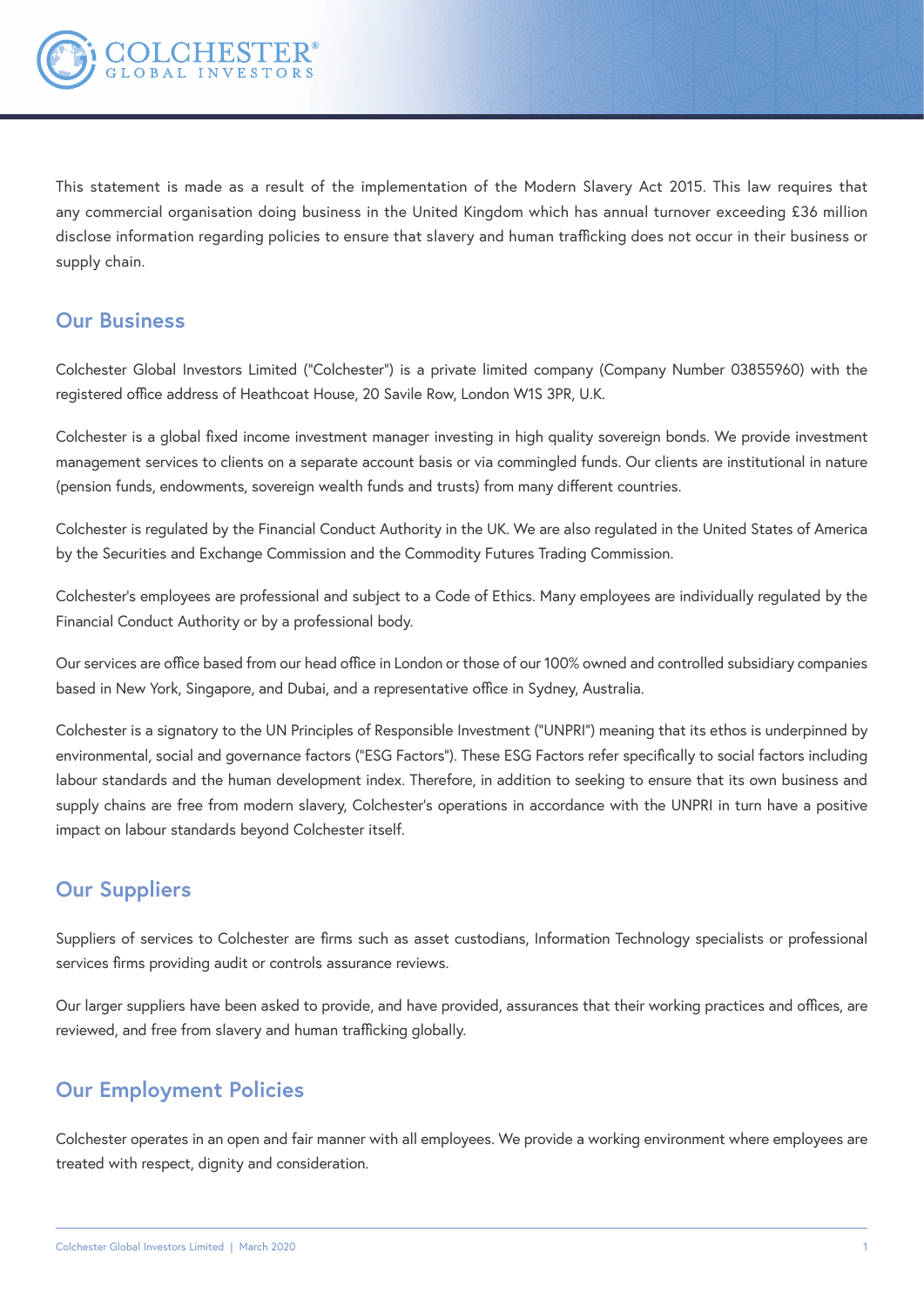This statement is made as a result of the implementation of the Modern Slavery Act 2015. This law requires that any commercial organisation doing business in the United Kingdom which has annual turnover exceeding £36 million disclose information regarding policies to ensure that slavery and human trafficking does not occur in their business or supply chain.

## Our Business

Colchester Global Investors Limited ("Colchester") is a private limited company (Company Number 03855960) with the registered office address of Heathcoat House, 20 Savile Row, London W1S 3PR, U.K.

Colchester is a global fixed income investment manager investing in high quality sovereign bonds. We provide investment management services to clients on a separate account basis or via commingled funds. Our clients are institutional in nature (pension funds, endowments, sovereign wealth funds and trusts) from many different countries.

Colchester is regulated by the Financial Conduct Authority in the UK. We are also regulated in the United States of America by the Securities and Exchange Commission and the Commodity Futures Trading Commission.

Colchester's employees are professional and subject to a Code of Ethics. Many employees are individually regulated by the Financial Conduct Authority or by a professional body.

Our services are office based from our head office in London or those of our 100% owned and controlled subsidiary companies based in New York, Singapore, and Dubai, and a representative office in Sydney, Australia.

Colchester is a signatory to the UN Principles of Responsible Investment ("UNPRI") meaning that its ethos is underpinned by environmental, social and governance factors ("ESG Factors"). These ESG Factors refer specifically to social factors including labour standards and the human development index. Therefore, in addition to seeking to ensure that its own business and supply chains are free from modern slavery, Colchester's operations in accordance with the UNPRI in turn have a positive impact on labour standards beyond Colchester itself.

## Our Suppliers

Suppliers of services to Colchester are firms such as asset custodians, Information Technology specialists or professional services firms providing audit or controls assurance reviews.

Our larger suppliers have been asked to provide, and have provided, assurances that their working practices and offices, are reviewed, and free from slavery and human trafficking globally.

## Our Employment Policies

Colchester operates in an open and fair manner with all employees. We provide a working environment where employees are treated with respect, dignity and consideration.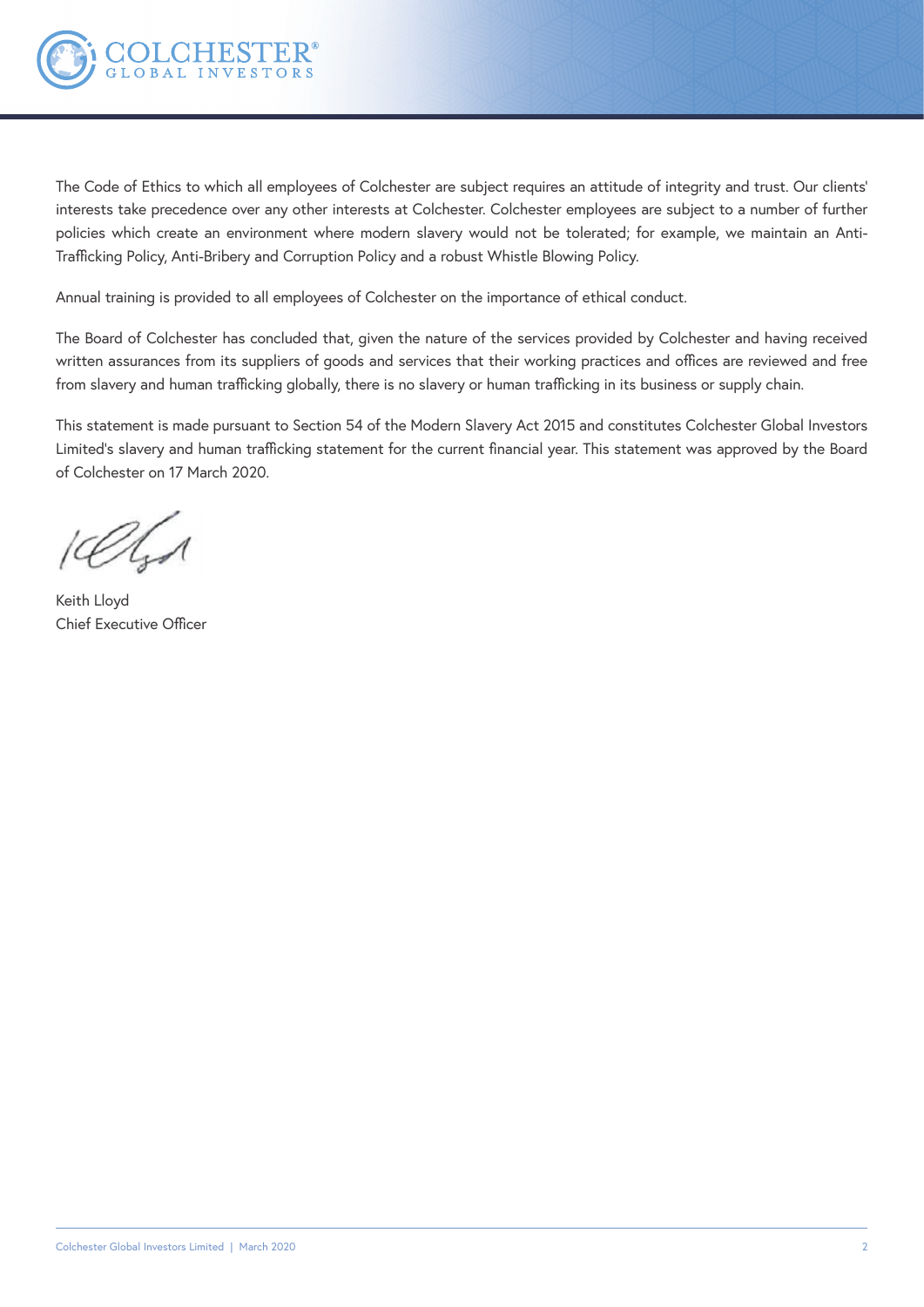The Code of Ethics to which all employees of Colchester are subject requires an attitude of integrity and trust. Our clients' interests take precedence over any other interests at Colchester. Colchester employees are subject to a number of further policies which create an environment where modern slavery would not be tolerated; for example, we maintain an Anti-Trafficking Policy, Anti-Bribery and Corruption Policy and a robust Whistle Blowing Policy.

Annual training is provided to all employees of Colchester on the importance of ethical conduct.

The Board of Colchester has concluded that, given the nature of the services provided by Colchester and having received written assurances from its suppliers of goods and services that their working practices and offices are reviewed and free from slavery and human trafficking globally, there is no slavery or human trafficking in its business or supply chain.

This statement is made pursuant to Section 54 of the Modern Slavery Act 2015 and constitutes Colchester Global Investors Limited's slavery and human trafficking statement for the current financial year. This statement was approved by the Board of Colchester on 17 March 2020.

Keith Lloyd
Chief Executive Officer